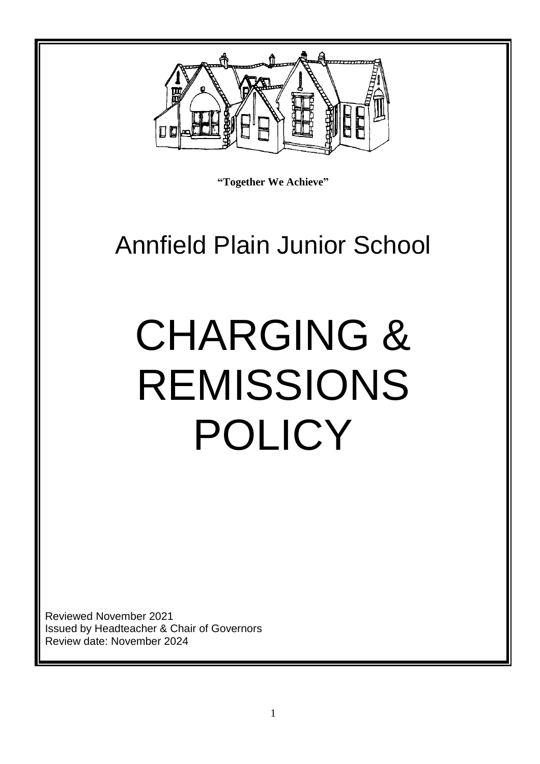**"Together We Achieve"**

# Annfield Plain Junior School

# CHARGING & REMISSIONS POLICY

Reviewed November 2021
Issued by Headteacher & Chair of Governors
Review date: November 2024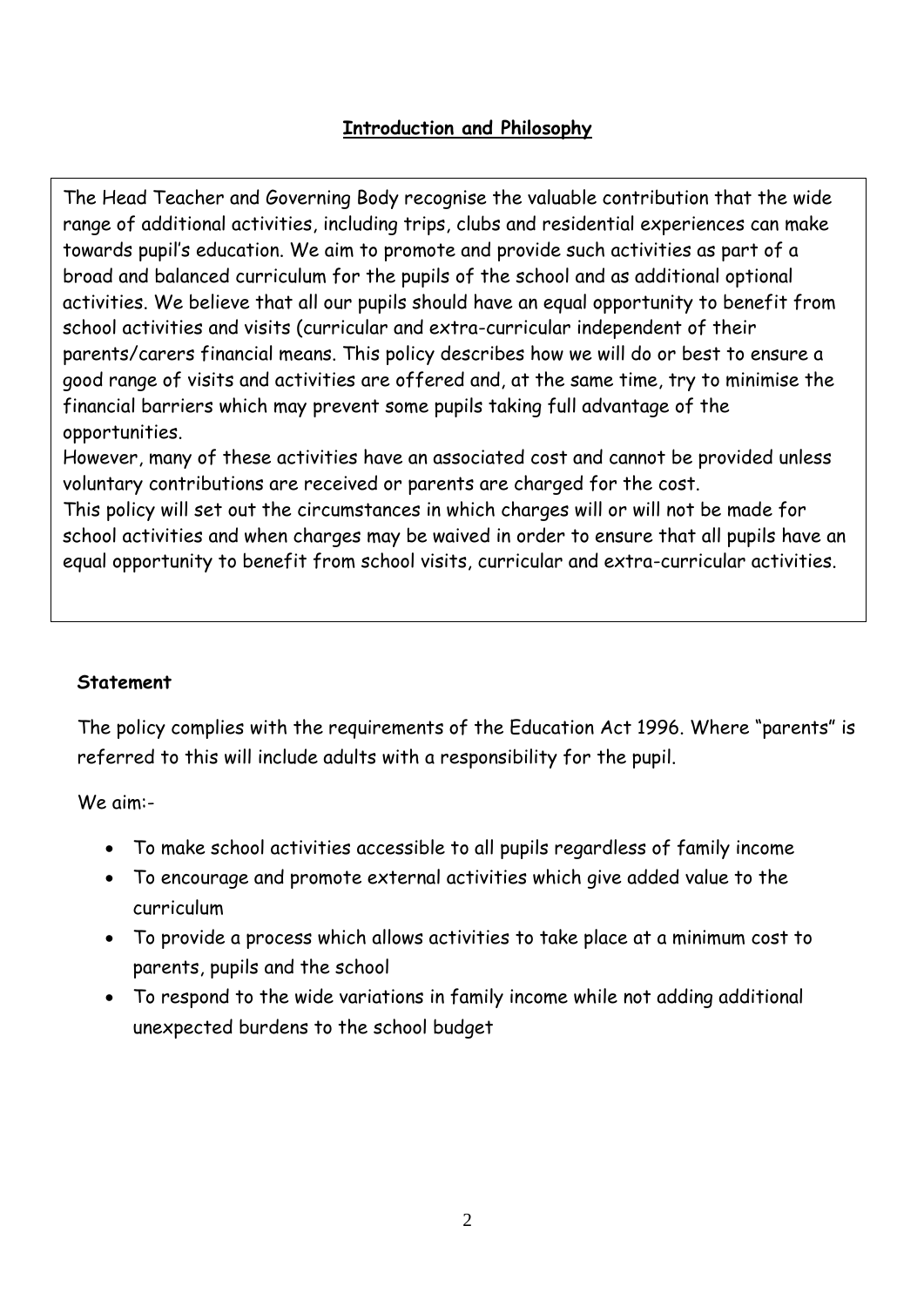## **Introduction and Philosophy**

The Head Teacher and Governing Body recognise the valuable contribution that the wide range of additional activities, including trips, clubs and residential experiences can make towards pupil's education. We aim to promote and provide such activities as part of a broad and balanced curriculum for the pupils of the school and as additional optional activities. We believe that all our pupils should have an equal opportunity to benefit from school activities and visits (curricular and extra-curricular independent of their parents/carers financial means. This policy describes how we will do or best to ensure a good range of visits and activities are offered and, at the same time, try to minimise the financial barriers which may prevent some pupils taking full advantage of the opportunities.

However, many of these activities have an associated cost and cannot be provided unless voluntary contributions are received or parents are charged for the cost.

This policy will set out the circumstances in which charges will or will not be made for school activities and when charges may be waived in order to ensure that all pupils have an equal opportunity to benefit from school visits, curricular and extra-curricular activities.

**Statement**

The policy complies with the requirements of the Education Act 1996. Where "parents" is referred to this will include adults with a responsibility for the pupil.

We aim:-

- To make school activities accessible to all pupils regardless of family income
- To encourage and promote external activities which give added value to the curriculum
- To provide a process which allows activities to take place at a minimum cost to parents, pupils and the school
- To respond to the wide variations in family income while not adding additional unexpected burdens to the school budget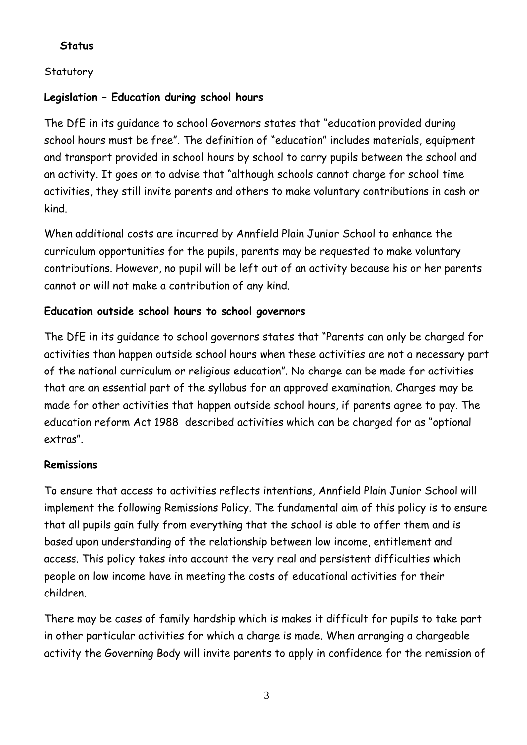**Status**

Statutory

**Legislation – Education during school hours**

The DfE in its guidance to school Governors states that "education provided during school hours must be free". The definition of "education" includes materials, equipment and transport provided in school hours by school to carry pupils between the school and an activity. It goes on to advise that "although schools cannot charge for school time activities, they still invite parents and others to make voluntary contributions in cash or kind.

When additional costs are incurred by Annfield Plain Junior School to enhance the curriculum opportunities for the pupils, parents may be requested to make voluntary contributions. However, no pupil will be left out of an activity because his or her parents cannot or will not make a contribution of any kind.

**Education outside school hours to school governors**

The DfE in its guidance to school governors states that "Parents can only be charged for activities than happen outside school hours when these activities are not a necessary part of the national curriculum or religious education". No charge can be made for activities that are an essential part of the syllabus for an approved examination. Charges may be made for other activities that happen outside school hours, if parents agree to pay. The education reform Act 1988 described activities which can be charged for as "optional extras".

**Remissions**

To ensure that access to activities reflects intentions, Annfield Plain Junior School will implement the following Remissions Policy. The fundamental aim of this policy is to ensure that all pupils gain fully from everything that the school is able to offer them and is based upon understanding of the relationship between low income, entitlement and access. This policy takes into account the very real and persistent difficulties which people on low income have in meeting the costs of educational activities for their children.

There may be cases of family hardship which is makes it difficult for pupils to take part in other particular activities for which a charge is made. When arranging a chargeable activity the Governing Body will invite parents to apply in confidence for the remission of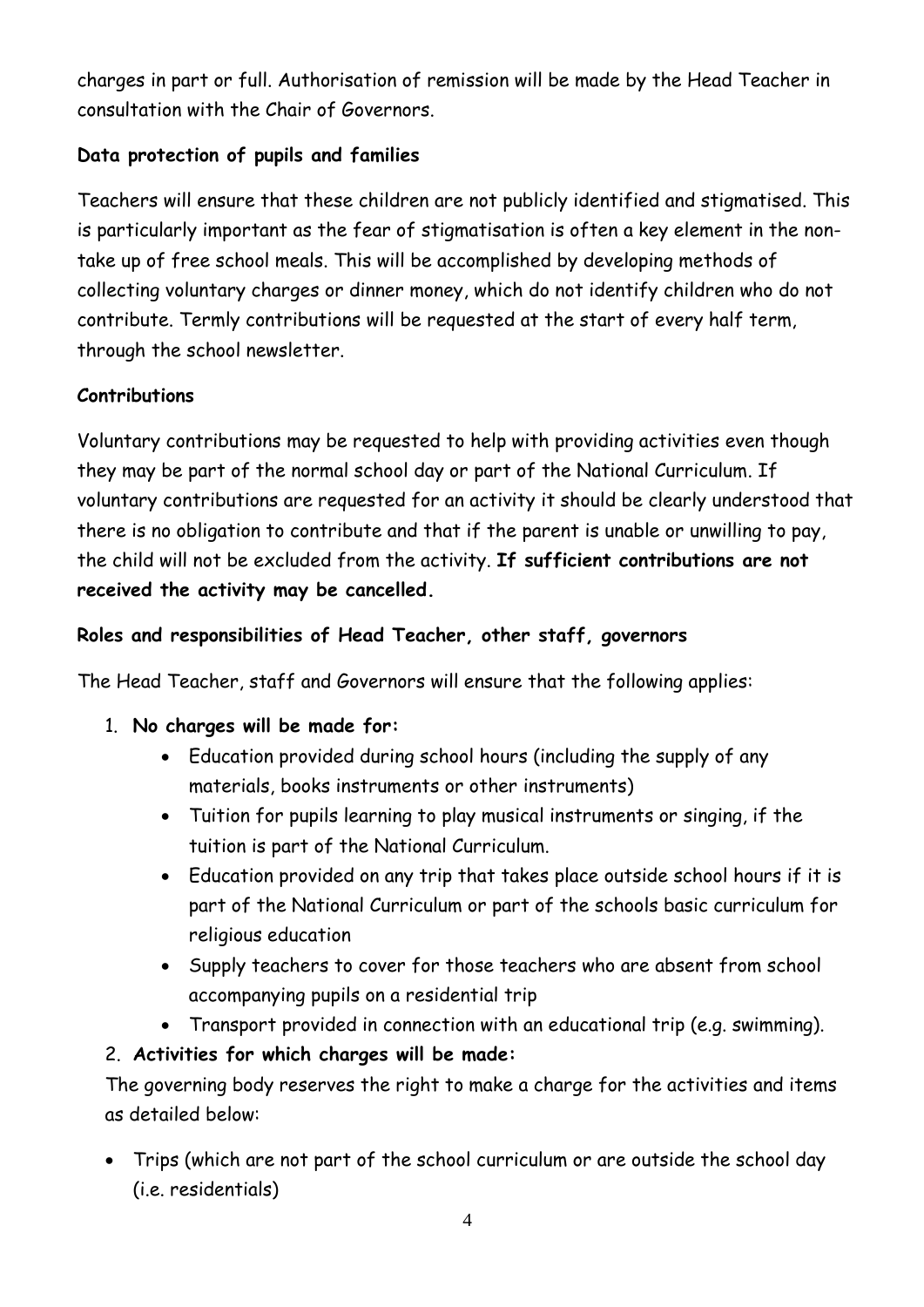charges in part or full. Authorisation of remission will be made by the Head Teacher in consultation with the Chair of Governors.

**Data protection of pupils and families**

Teachers will ensure that these children are not publicly identified and stigmatised. This is particularly important as the fear of stigmatisation is often a key element in the non-take up of free school meals. This will be accomplished by developing methods of collecting voluntary charges or dinner money, which do not identify children who do not contribute. Termly contributions will be requested at the start of every half term, through the school newsletter.

**Contributions**

Voluntary contributions may be requested to help with providing activities even though they may be part of the normal school day or part of the National Curriculum. If voluntary contributions are requested for an activity it should be clearly understood that there is no obligation to contribute and that if the parent is unable or unwilling to pay, the child will not be excluded from the activity. **If sufficient contributions are not received the activity may be cancelled.**

**Roles and responsibilities of Head Teacher, other staff, governors**

The Head Teacher, staff and Governors will ensure that the following applies:

1. **No charges will be made for:**
    - Education provided during school hours (including the supply of any materials, books instruments or other instruments)
    - Tuition for pupils learning to play musical instruments or singing, if the tuition is part of the National Curriculum.
    - Education provided on any trip that takes place outside school hours if it is part of the National Curriculum or part of the schools basic curriculum for religious education
    - Supply teachers to cover for those teachers who are absent from school accompanying pupils on a residential trip
    - Transport provided in connection with an educational trip (e.g. swimming).
2. **Activities for which charges will be made:**

The governing body reserves the right to make a charge for the activities and items as detailed below:

- Trips (which are not part of the school curriculum or are outside the school day (i.e. residentials)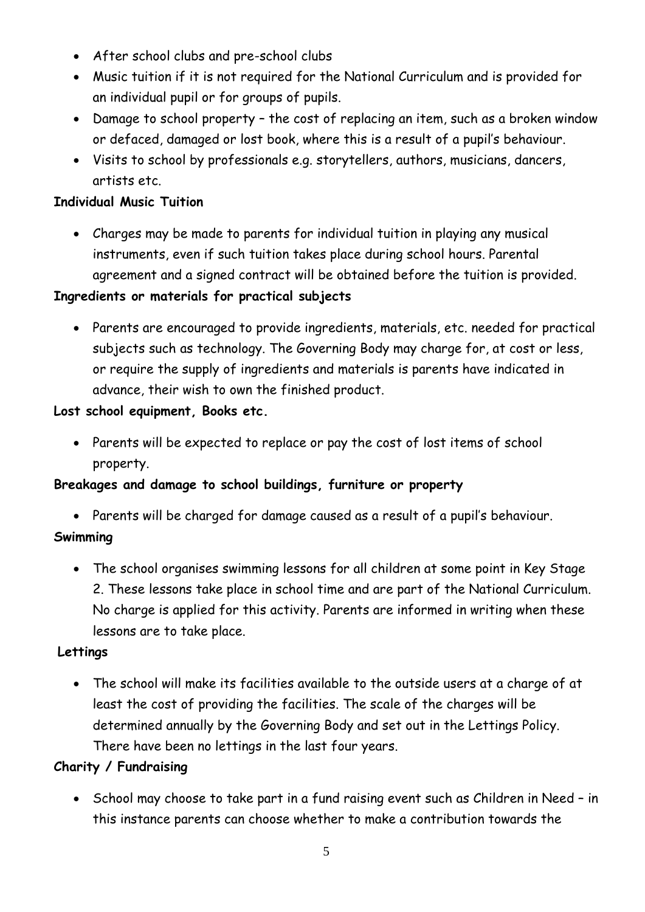- After school clubs and pre-school clubs
- Music tuition if it is not required for the National Curriculum and is provided for an individual pupil or for groups of pupils.
- Damage to school property – the cost of replacing an item, such as a broken window or defaced, damaged or lost book, where this is a result of a pupil's behaviour.
- Visits to school by professionals e.g. storytellers, authors, musicians, dancers, artists etc.

**Individual Music Tuition**

- Charges may be made to parents for individual tuition in playing any musical instruments, even if such tuition takes place during school hours. Parental agreement and a signed contract will be obtained before the tuition is provided.

**Ingredients or materials for practical subjects**

- Parents are encouraged to provide ingredients, materials, etc. needed for practical subjects such as technology. The Governing Body may charge for, at cost or less, or require the supply of ingredients and materials is parents have indicated in advance, their wish to own the finished product.

**Lost school equipment, Books etc.**

- Parents will be expected to replace or pay the cost of lost items of school property.

**Breakages and damage to school buildings, furniture or property**

- Parents will be charged for damage caused as a result of a pupil's behaviour.

**Swimming**

- The school organises swimming lessons for all children at some point in Key Stage 2. These lessons take place in school time and are part of the National Curriculum. No charge is applied for this activity. Parents are informed in writing when these lessons are to take place.

**Lettings**

- The school will make its facilities available to the outside users at a charge of at least the cost of providing the facilities. The scale of the charges will be determined annually by the Governing Body and set out in the Lettings Policy. There have been no lettings in the last four years.

**Charity / Fundraising**

- School may choose to take part in a fund raising event such as Children in Need – in this instance parents can choose whether to make a contribution towards the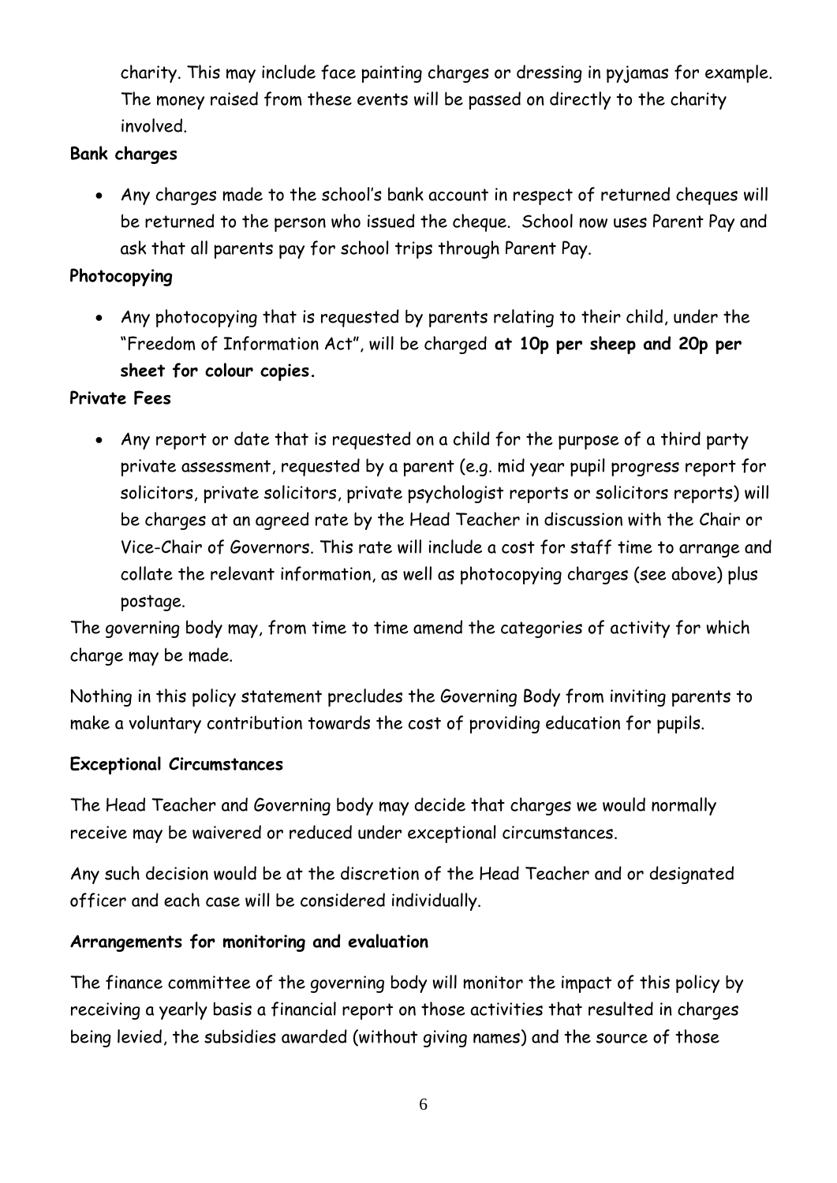charity. This may include face painting charges or dressing in pyjamas for example. The money raised from these events will be passed on directly to the charity involved.

**Bank charges**

- Any charges made to the school's bank account in respect of returned cheques will be returned to the person who issued the cheque. School now uses Parent Pay and ask that all parents pay for school trips through Parent Pay.

**Photocopying**

- Any photocopying that is requested by parents relating to their child, under the "Freedom of Information Act", will be charged **at 10p per sheep and 20p per sheet for colour copies.**

**Private Fees**

- Any report or date that is requested on a child for the purpose of a third party private assessment, requested by a parent (e.g. mid year pupil progress report for solicitors, private solicitors, private psychologist reports or solicitors reports) will be charges at an agreed rate by the Head Teacher in discussion with the Chair or Vice-Chair of Governors. This rate will include a cost for staff time to arrange and collate the relevant information, as well as photocopying charges (see above) plus postage.

The governing body may, from time to time amend the categories of activity for which charge may be made.

Nothing in this policy statement precludes the Governing Body from inviting parents to make a voluntary contribution towards the cost of providing education for pupils.

**Exceptional Circumstances**

The Head Teacher and Governing body may decide that charges we would normally receive may be waivered or reduced under exceptional circumstances.

Any such decision would be at the discretion of the Head Teacher and or designated officer and each case will be considered individually.

**Arrangements for monitoring and evaluation**

The finance committee of the governing body will monitor the impact of this policy by receiving a yearly basis a financial report on those activities that resulted in charges being levied, the subsidies awarded (without giving names) and the source of those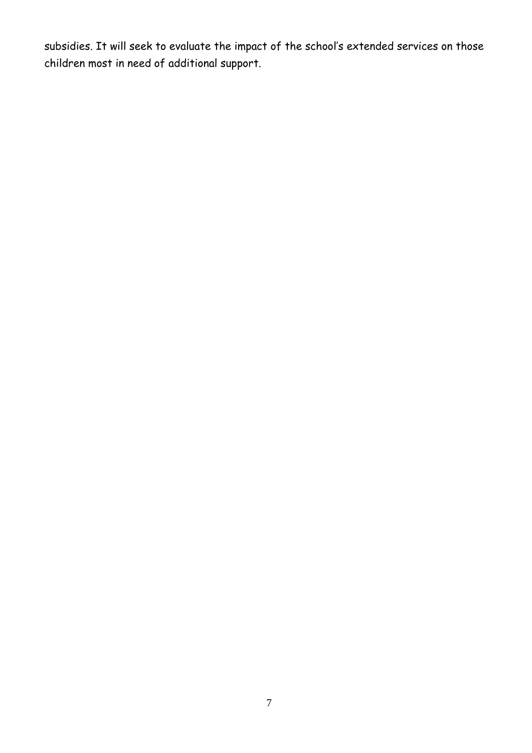subsidies. It will seek to evaluate the impact of the school's extended services on those children most in need of additional support.